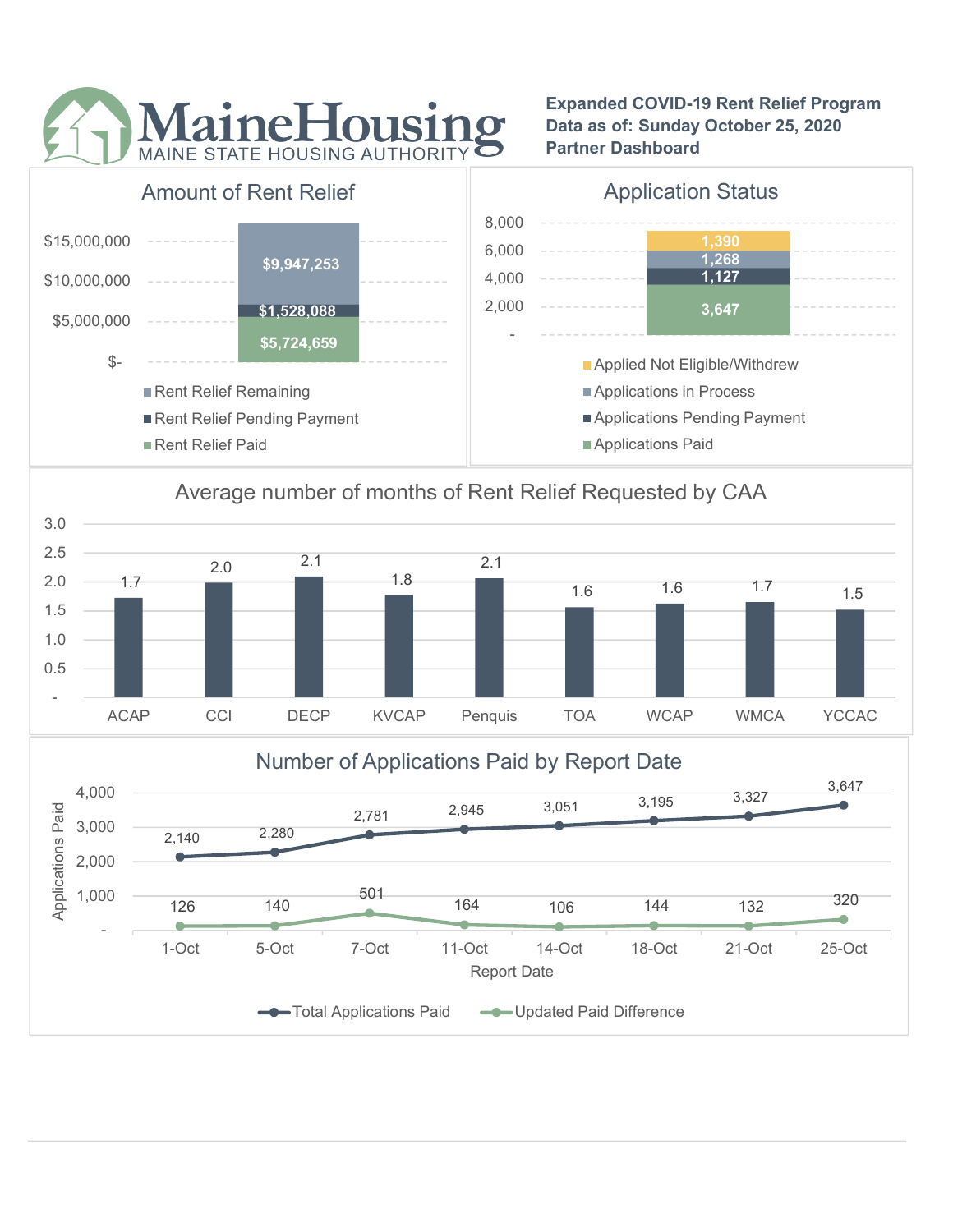# MaineHousing
MAINE STATE HOUSING AUTHORITY

**Expanded COVID-19 Rent Relief Program**
**Data as of: Sunday October 25, 2020**
**Partner Dashboard**

## Amount of Rent Relief

| Category | Amount |
|---|---|
| Rent Relief Remaining | $9,947,253 |
| Rent Relief Pending Payment | $1,528,088 |
| Rent Relief Paid | $5,724,659 |

## Application Status

| Category | Count |
|---|---|
| Applied Not Eligible/Withdrew | 1,390 |
| Applications in Process | 1,268 |
| Applications Pending Payment | 1,127 |
| Applications Paid | 3,647 |

## Average number of months of Rent Relief Requested by CAA

| CAA | Average Months |
|---|---|
| ACAP | 1.7 |
| CCI | 2.0 |
| DECP | 2.1 |
| KVCAP | 1.8 |
| Penquis | 2.1 |
| TOA | 1.6 |
| WCAP | 1.6 |
| WMCA | 1.7 |
| YCCAC | 1.5 |

## Number of Applications Paid by Report Date

| Report Date | Total Applications Paid | Updated Paid Difference |
|---|---|---|
| 1-Oct | 2,140 | 126 |
| 5-Oct | 2,280 | 140 |
| 7-Oct | 2,781 | 501 |
| 11-Oct | 2,945 | 164 |
| 14-Oct | 3,051 | 106 |
| 18-Oct | 3,195 | 144 |
| 21-Oct | 3,327 | 132 |
| 25-Oct | 3,647 | 320 |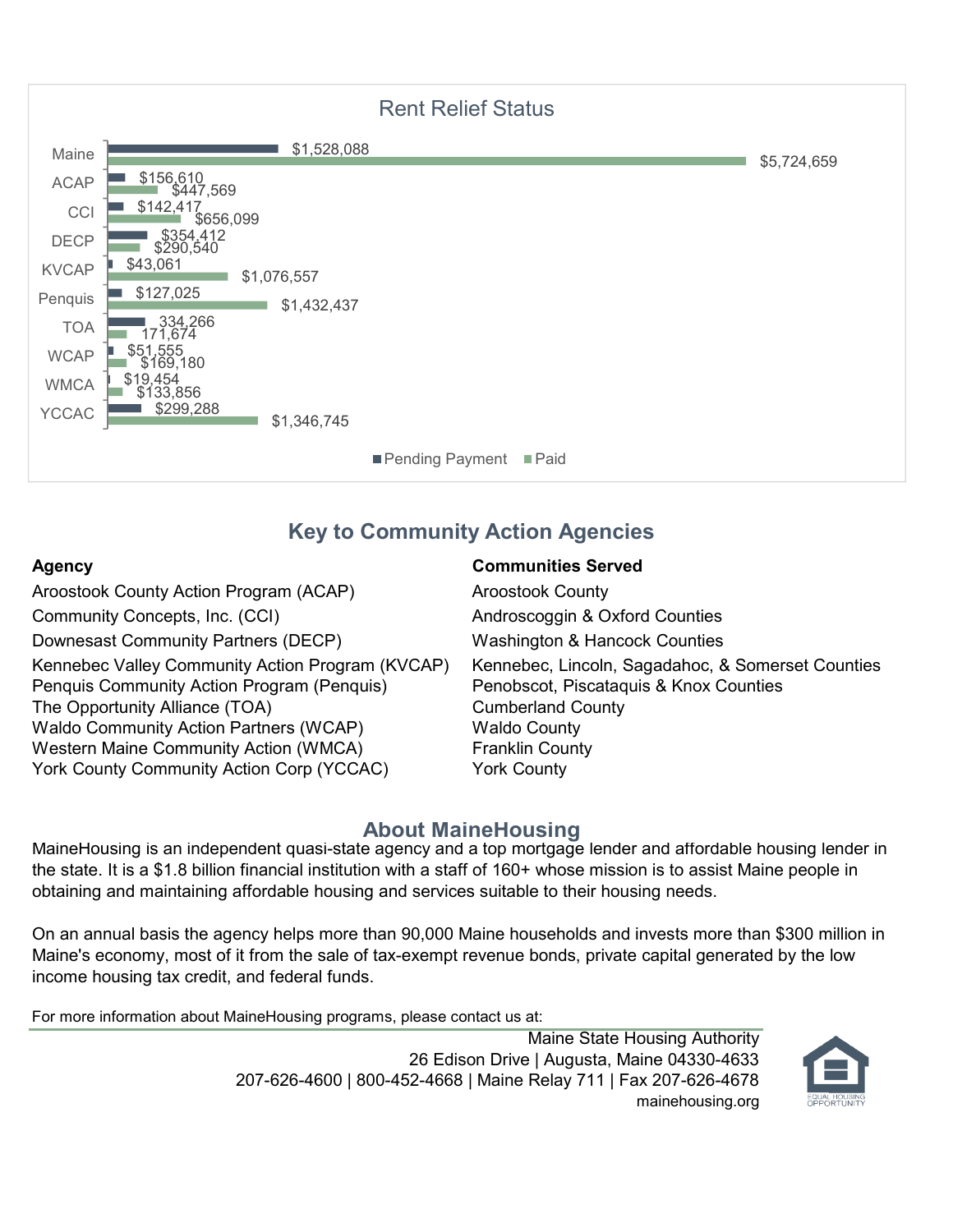Rent Relief Status

Maine $1,528,088 $5,724,659

ACAP $156,610 $447,569

CCI $142,417 $656,099

DECP $354,412 $290,540

KVCAP $43,061 $1,076,557

Penquis $127,025 $1,432,437

TOA 334,266 171,674

WCAP $51,555 $169,180

WMCA $19,454 $133,856

YCCAC $299,288 $1,346,745

Pending Payment  Paid

## Key to Community Action Agencies

| Agency | Communities Served |
|---|---|
| Aroostook County Action Program (ACAP) | Aroostook County |
| Community Concepts, Inc. (CCI) | Androscoggin & Oxford Counties |
| Downesast Community Partners (DECP) | Washington & Hancock Counties |
| Kennebec Valley Community Action Program (KVCAP) | Kennebec, Lincoln, Sagadahoc, & Somerset Counties |
| Penquis Community Action Program (Penquis) | Penobscot, Piscataquis & Knox Counties |
| The Opportunity Alliance (TOA) | Cumberland County |
| Waldo Community Action Partners (WCAP) | Waldo County |
| Western Maine Community Action (WMCA) | Franklin County |
| York County Community Action Corp (YCCAC) | York County |

## About MaineHousing

MaineHousing is an independent quasi-state agency and a top mortgage lender and affordable housing lender in the state. It is a $1.8 billion financial institution with a staff of 160+ whose mission is to assist Maine people in obtaining and maintaining affordable housing and services suitable to their housing needs.

On an annual basis the agency helps more than 90,000 Maine households and invests more than $300 million in Maine's economy, most of it from the sale of tax-exempt revenue bonds, private capital generated by the low income housing tax credit, and federal funds.

For more information about MaineHousing programs, please contact us at:

Maine State Housing Authority
26 Edison Drive | Augusta, Maine 04330-4633
207-626-4600 | 800-452-4668 | Maine Relay 711 | Fax 207-626-4678
mainehousing.org

EQUAL HOUSING OPPORTUNITY